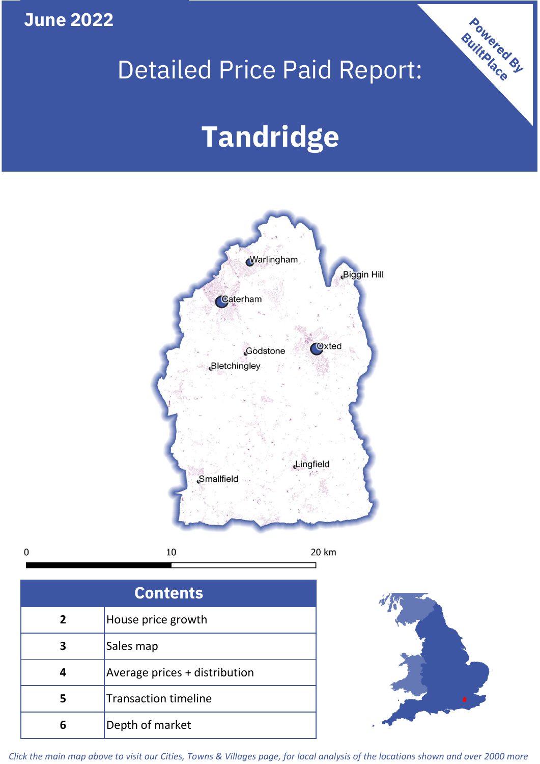June 2022

# Detailed Price Paid Report:

# Tandridge

Powered By BuiltPlace

Warlingham
Biggin Hill
Caterham
Godstone
Oxted
Bletchingley
Lingfield
Smallfield

0 10 20 km

| Contents | |
|---|---|
| 2 | House price growth |
| 3 | Sales map |
| 4 | Average prices + distribution |
| 5 | Transaction timeline |
| 6 | Depth of market |

*Click the main map above to visit our Cities, Towns & Villages page, for local analysis of the locations shown and over 2000 more*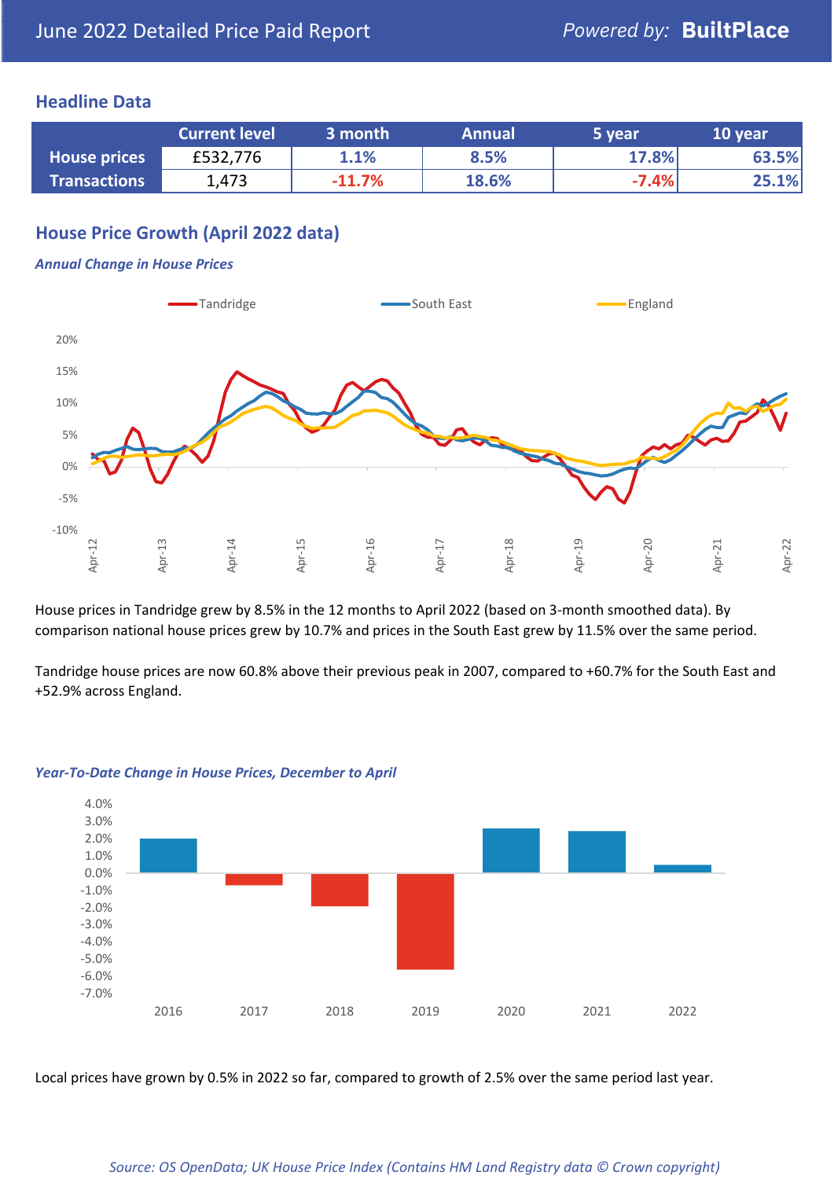June 2022 Detailed Price Paid Report

Powered by: **BuiltPlace**

## Headline Data

| | Current level | 3 month | Annual | 5 year | 10 year |
|---|---|---|---|---|---|
| **House prices** | £532,776 | 1.1% | 8.5% | 17.8% | 63.5% |
| **Transactions** | 1,473 | -11.7% | 18.6% | -7.4% | 25.1% |

## House Price Growth (April 2022 data)

### *Annual Change in House Prices*

House prices in Tandridge grew by 8.5% in the 12 months to April 2022 (based on 3-month smoothed data). By comparison national house prices grew by 10.7% and prices in the South East grew by 11.5% over the same period.

Tandridge house prices are now 60.8% above their previous peak in 2007, compared to +60.7% for the South East and +52.9% across England.

### *Year-To-Date Change in House Prices, December to April*

Local prices have grown by 0.5% in 2022 so far, compared to growth of 2.5% over the same period last year.

*Source: OS OpenData; UK House Price Index (Contains HM Land Registry data © Crown copyright)*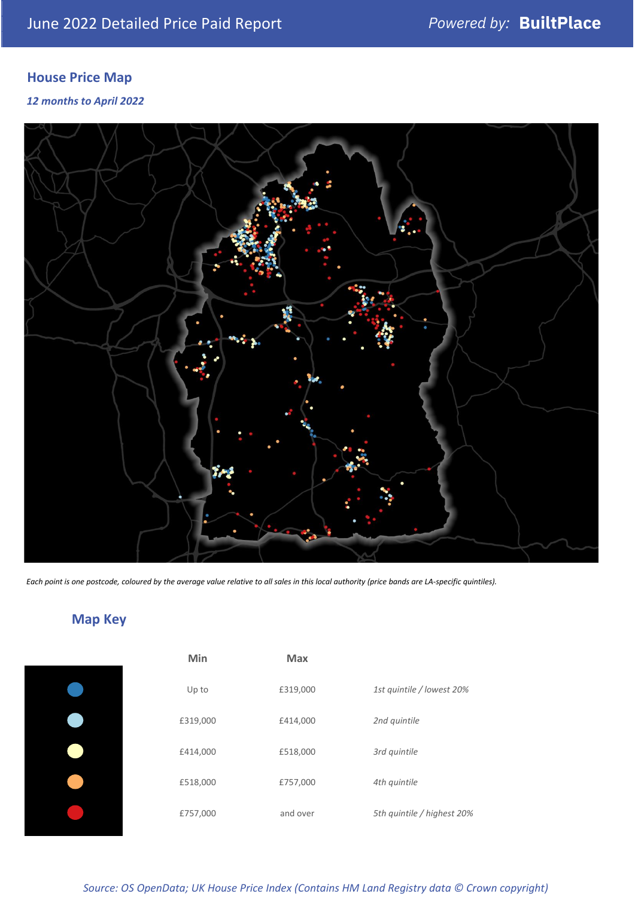## House Price Map

*12 months to April 2022*

*Each point is one postcode, coloured by the average value relative to all sales in this local authority (price bands are LA-specific quintiles).*

## Map Key

| | Min | Max | |
|---|---|---|---|
| (dark blue) | Up to | £319,000 | *1st quintile / lowest 20%* |
| (light blue) | £319,000 | £414,000 | *2nd quintile* |
| (pale yellow) | £414,000 | £518,000 | *3rd quintile* |
| (orange) | £518,000 | £757,000 | *4th quintile* |
| (red) | £757,000 | and over | *5th quintile / highest 20%* |

*Source: OS OpenData; UK House Price Index (Contains HM Land Registry data © Crown copyright)*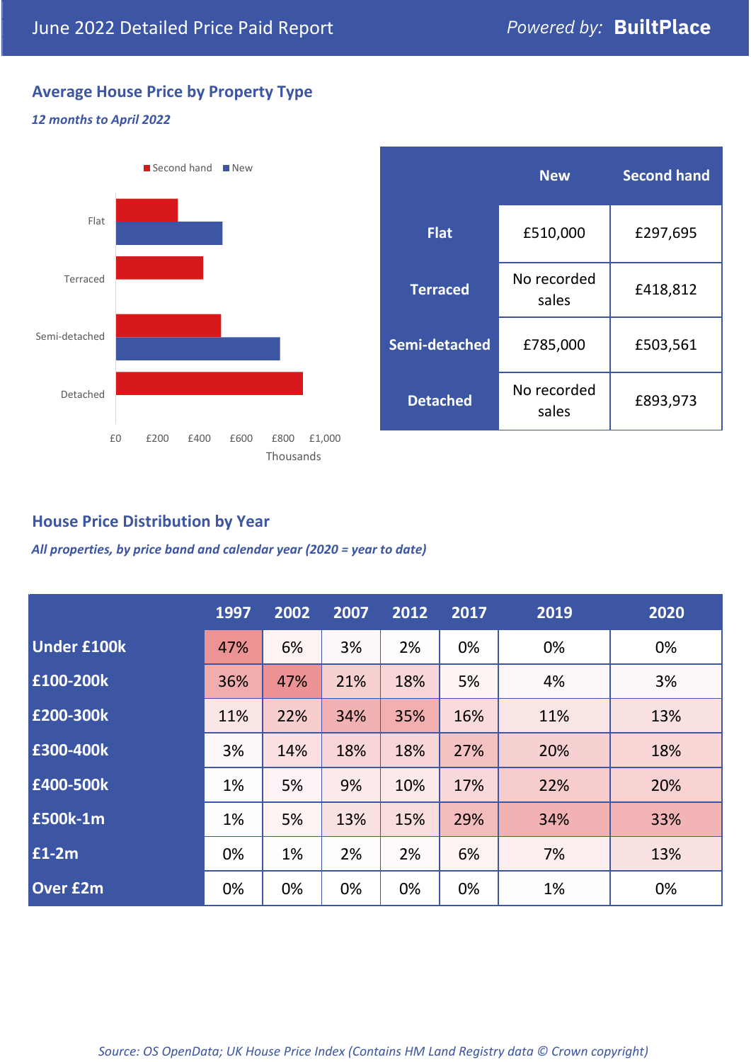# June 2022 Detailed Price Paid Report

Powered by: **BuiltPlace**

## Average House Price by Property Type

*12 months to April 2022*

|  | New | Second hand |
|---|---|---|
| **Flat** | £510,000 | £297,695 |
| **Terraced** | No recorded sales | £418,812 |
| **Semi-detached** | £785,000 | £503,561 |
| **Detached** | No recorded sales | £893,973 |

## House Price Distribution by Year

*All properties, by price band and calendar year (2020 = year to date)*

|  | 1997 | 2002 | 2007 | 2012 | 2017 | 2019 | 2020 |
|---|---|---|---|---|---|---|---|
| **Under £100k** | 47% | 6% | 3% | 2% | 0% | 0% | 0% |
| **£100-200k** | 36% | 47% | 21% | 18% | 5% | 4% | 3% |
| **£200-300k** | 11% | 22% | 34% | 35% | 16% | 11% | 13% |
| **£300-400k** | 3% | 14% | 18% | 18% | 27% | 20% | 18% |
| **£400-500k** | 1% | 5% | 9% | 10% | 17% | 22% | 20% |
| **£500k-1m** | 1% | 5% | 13% | 15% | 29% | 34% | 33% |
| **£1-2m** | 0% | 1% | 2% | 2% | 6% | 7% | 13% |
| **Over £2m** | 0% | 0% | 0% | 0% | 0% | 1% | 0% |

*Source: OS OpenData; UK House Price Index (Contains HM Land Registry data © Crown copyright)*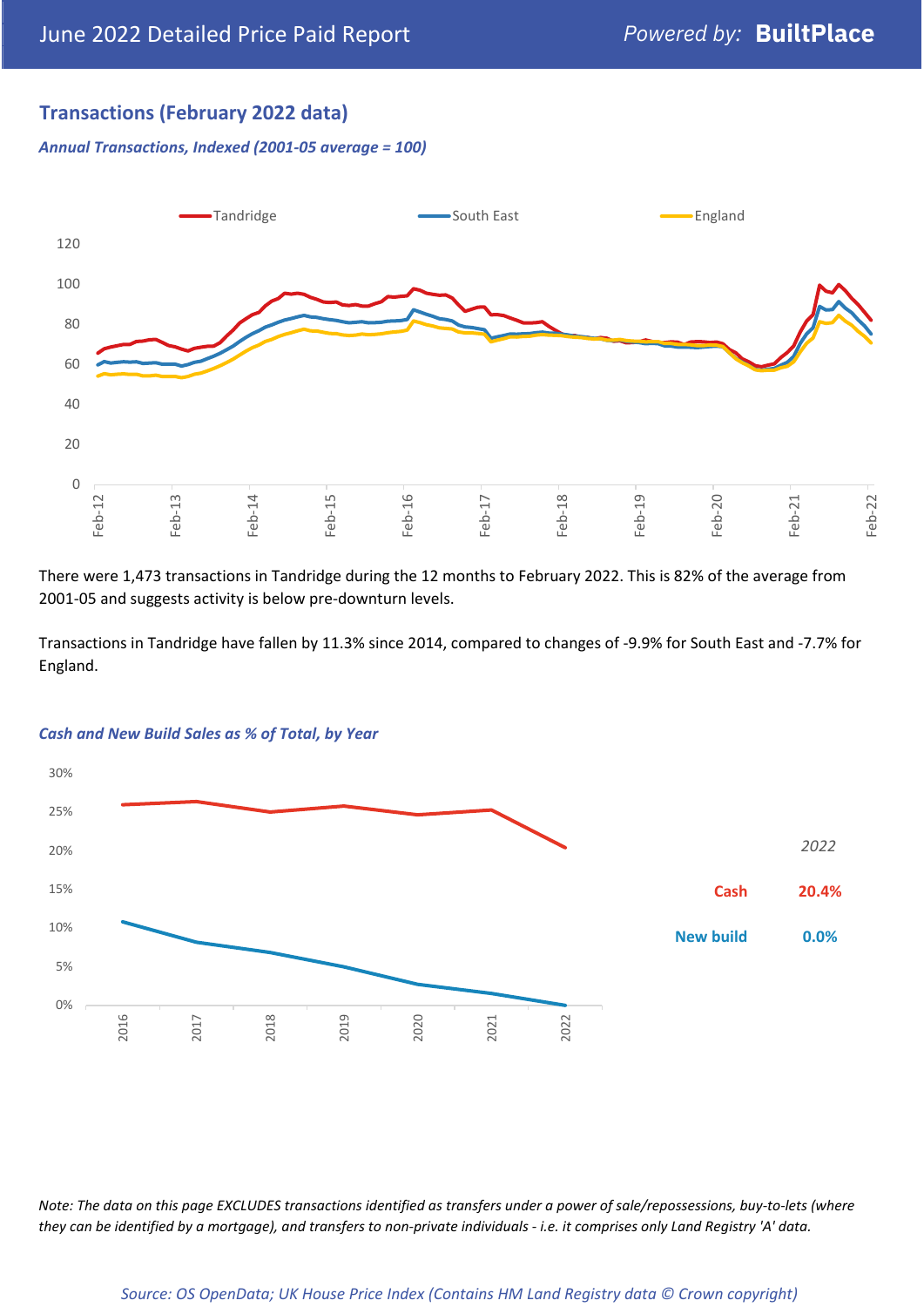## Transactions (February 2022 data)

*Annual Transactions, Indexed (2001-05 average = 100)*

There were 1,473 transactions in Tandridge during the 12 months to February 2022. This is 82% of the average from 2001-05 and suggests activity is below pre-downturn levels.

Transactions in Tandridge have fallen by 11.3% since 2014, compared to changes of -9.9% for South East and -7.7% for England.

*Cash and New Build Sales as % of Total, by Year*

| | 2022 |
|---|---|
| Cash | 20.4% |
| New build | 0.0% |

*Note: The data on this page EXCLUDES transactions identified as transfers under a power of sale/repossessions, buy-to-lets (where they can be identified by a mortgage), and transfers to non-private individuals - i.e. it comprises only Land Registry 'A' data.*

*Source: OS OpenData; UK House Price Index (Contains HM Land Registry data © Crown copyright)*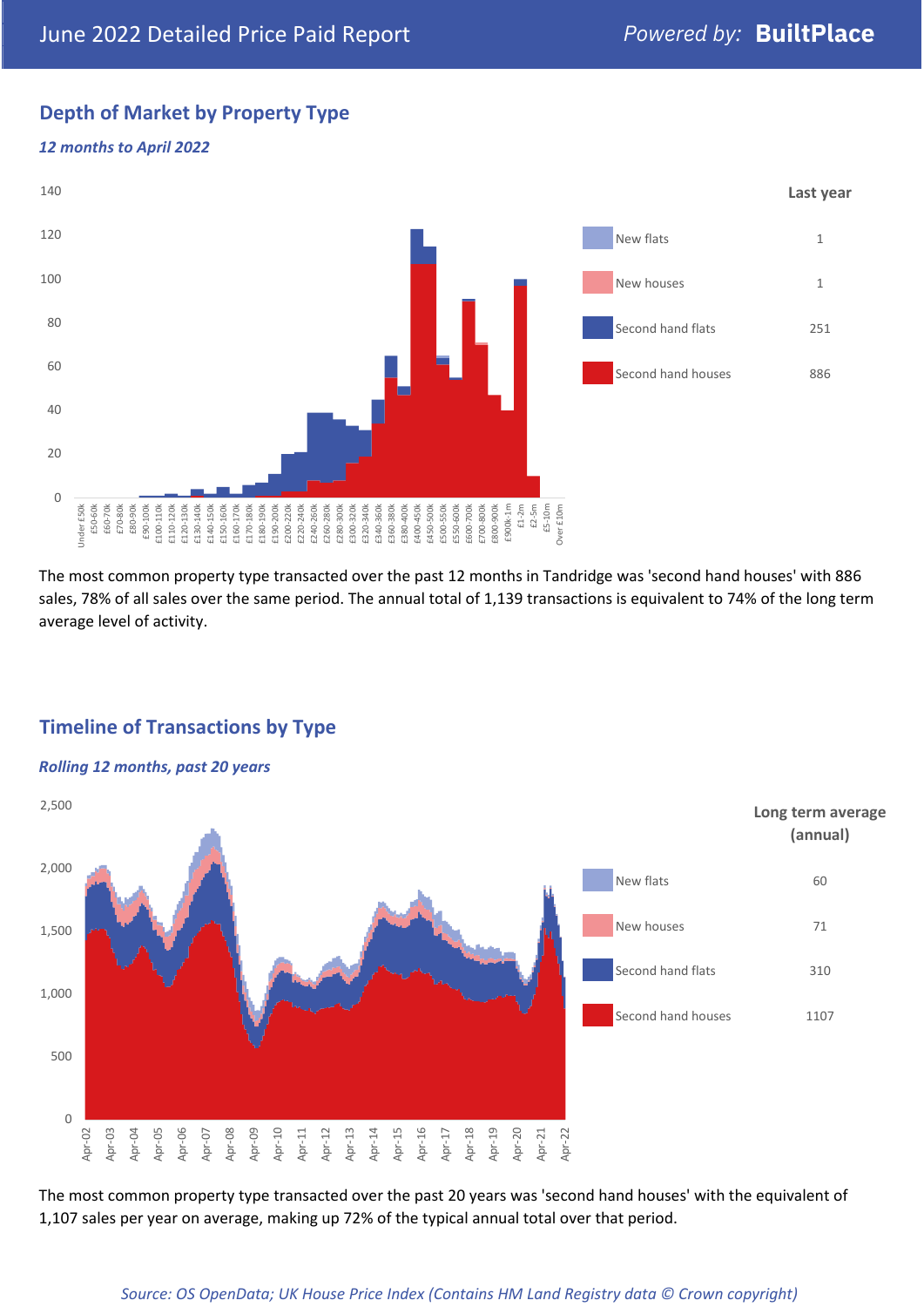# June 2022 Detailed Price Paid Report

Powered by: **BuiltPlace**

## Depth of Market by Property Type

*12 months to April 2022*

140
120
100
80
60
40
20
0

Under £50k, £50-60k, £60-70k, £70-80k, £80-90k, £90-100k, £100-110k, £110-120k, £120-130k, £130-140k, £140-150k, £150-160k, £160-170k, £170-180k, £180-190k, £190-200k, £200-220k, £220-240k, £240-260k, £260-280k, £280-300k, £300-320k, £320-340k, £340-360k, £360-380k, £380-400k, £400-450k, £450-500k, £500-550k, £550-600k, £600-700k, £700-800k, £800-900k, £900k-1m, £1-2m, £2-5m, £5-10m, Over £10m

**Last year**

New flats 1
New houses 1
Second hand flats 251
Second hand houses 886

The most common property type transacted over the past 12 months in Tandridge was 'second hand houses' with 886 sales, 78% of all sales over the same period. The annual total of 1,139 transactions is equivalent to 74% of the long term average level of activity.

## Timeline of Transactions by Type

*Rolling 12 months, past 20 years*

2,500
2,000
1,500
1,000
500
0

Apr-02, Apr-03, Apr-04, Apr-05, Apr-06, Apr-07, Apr-08, Apr-09, Apr-10, Apr-11, Apr-12, Apr-13, Apr-14, Apr-15, Apr-16, Apr-17, Apr-18, Apr-19, Apr-20, Apr-21, Apr-22

**Long term average (annual)**

New flats 60
New houses 71
Second hand flats 310
Second hand houses 1107

The most common property type transacted over the past 20 years was 'second hand houses' with the equivalent of 1,107 sales per year on average, making up 72% of the typical annual total over that period.

*Source: OS OpenData; UK House Price Index (Contains HM Land Registry data © Crown copyright)*